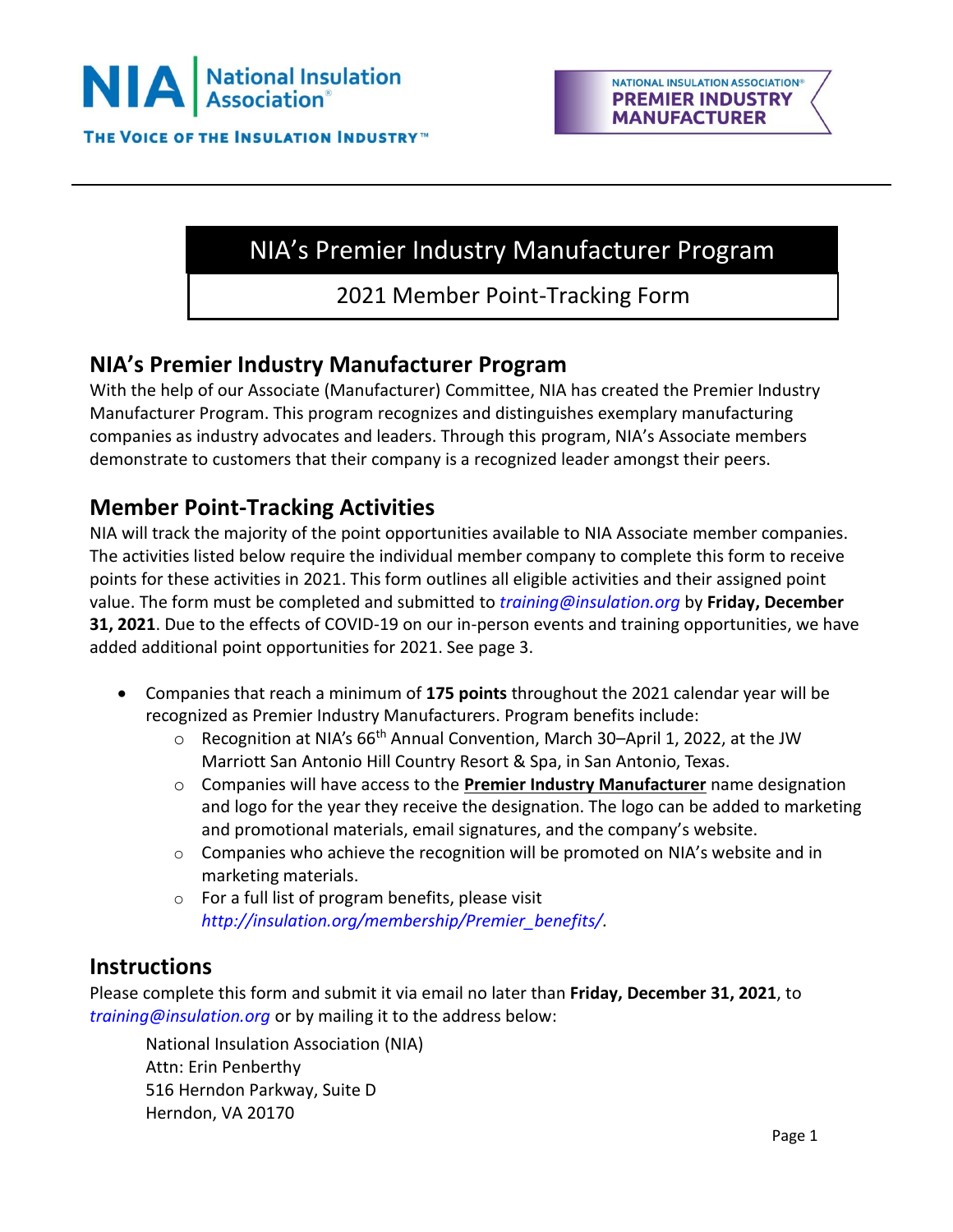NIA | National Insulation Association®

THE VOICE OF THE INSULATION INDUSTRY™

NATIONAL INSULATION ASSOCIATION® PREMIER INDUSTRY MANUFACTURER

# NIA's Premier Industry Manufacturer Program

2021 Member Point-Tracking Form

## NIA's Premier Industry Manufacturer Program

With the help of our Associate (Manufacturer) Committee, NIA has created the Premier Industry Manufacturer Program. This program recognizes and distinguishes exemplary manufacturing companies as industry advocates and leaders. Through this program, NIA's Associate members demonstrate to customers that their company is a recognized leader amongst their peers.

## Member Point-Tracking Activities

NIA will track the majority of the point opportunities available to NIA Associate member companies. The activities listed below require the individual member company to complete this form to receive points for these activities in 2021. This form outlines all eligible activities and their assigned point value. The form must be completed and submitted to *training@insulation.org* by **Friday, December 31, 2021**. Due to the effects of COVID-19 on our in-person events and training opportunities, we have added additional point opportunities for 2021. See page 3.

- Companies that reach a minimum of **175 points** throughout the 2021 calendar year will be recognized as Premier Industry Manufacturers. Program benefits include:
  - Recognition at NIA's 66th Annual Convention, March 30–April 1, 2022, at the JW Marriott San Antonio Hill Country Resort & Spa, in San Antonio, Texas.
  - Companies will have access to the **Premier Industry Manufacturer** name designation and logo for the year they receive the designation. The logo can be added to marketing and promotional materials, email signatures, and the company's website.
  - Companies who achieve the recognition will be promoted on NIA's website and in marketing materials.
  - For a full list of program benefits, please visit *http://insulation.org/membership/Premier_benefits/.*

## Instructions

Please complete this form and submit it via email no later than **Friday, December 31, 2021**, to *training@insulation.org* or by mailing it to the address below:

National Insulation Association (NIA)
Attn: Erin Penberthy
516 Herndon Parkway, Suite D
Herndon, VA 20170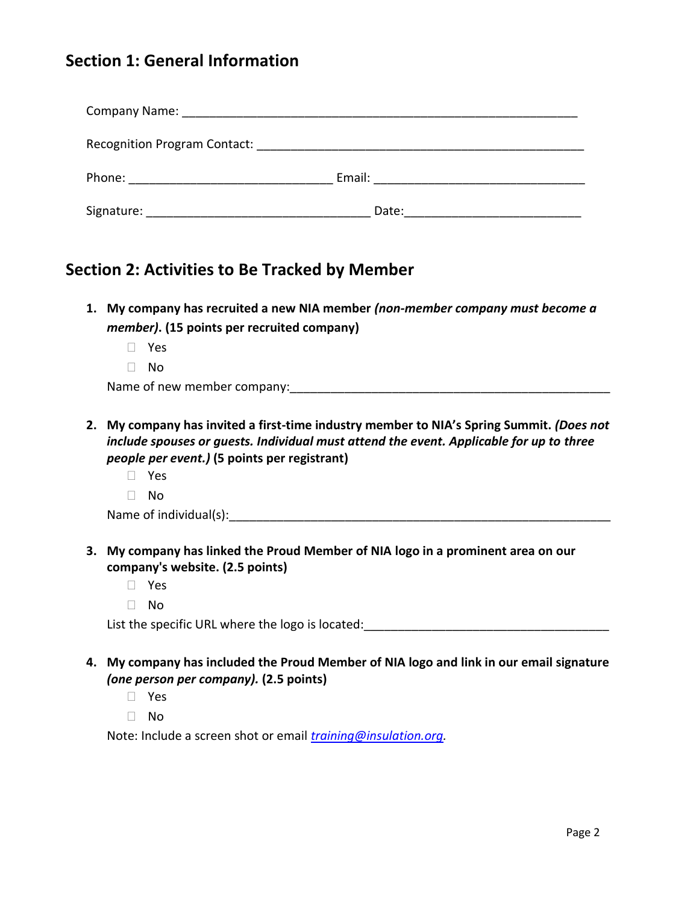## Section 1: General Information

Company Name: ___________________________________________________________

Recognition Program Contact: __________________________________________________

Phone: ______________________________ Email: ______________________________

Signature: _________________________________ Date:__________________________

## Section 2: Activities to Be Tracked by Member

1. **My company has recruited a new NIA member *(non-member company must become a member)*. (15 points per recruited company)**
   - ☐ Yes
   - ☐ No

   Name of new member company:_______________________________________________

2. **My company has invited a first-time industry member to NIA's Spring Summit. *(Does not include spouses or guests. Individual must attend the event. Applicable for up to three people per event.)* (5 points per registrant)**
   - ☐ Yes
   - ☐ No

   Name of individual(s):______________________________________________________

3. **My company has linked the Proud Member of NIA logo in a prominent area on our company's website. (2.5 points)**
   - ☐ Yes
   - ☐ No

   List the specific URL where the logo is located:__________________________________

4. **My company has included the Proud Member of NIA logo and link in our email signature *(one person per company).* (2.5 points)**
   - ☐ Yes
   - ☐ No

   Note: Include a screen shot or email *training@insulation.org*.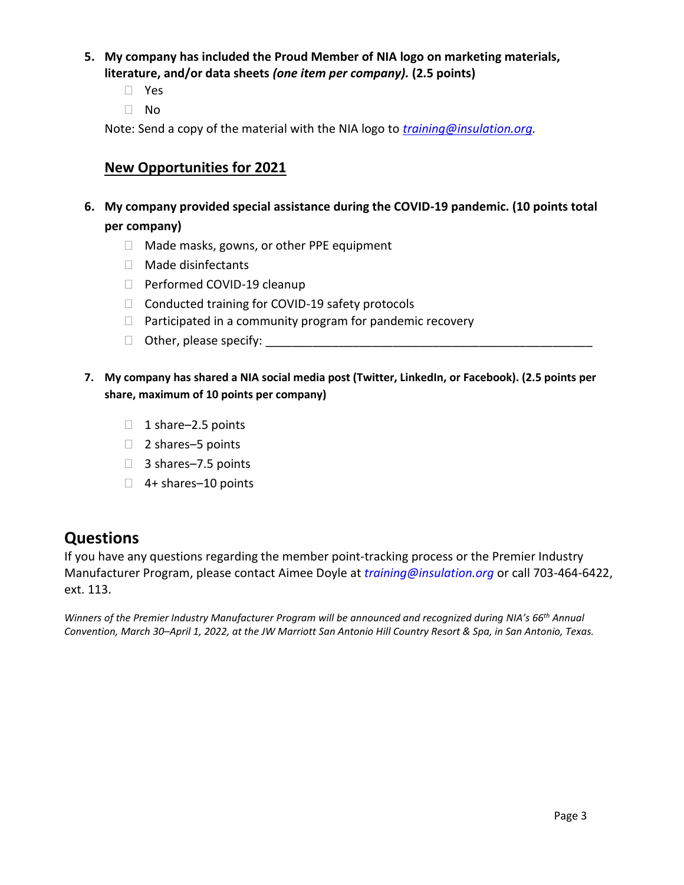5. **My company has included the Proud Member of NIA logo on marketing materials, literature, and/or data sheets *(one item per company).* (2.5 points)**
   - ☐ Yes
   - ☐ No

   Note: Send a copy of the material with the NIA logo to *training@insulation.org*.

## New Opportunities for 2021

6. **My company provided special assistance during the COVID-19 pandemic. (10 points total per company)**
   - ☐ Made masks, gowns, or other PPE equipment
   - ☐ Made disinfectants
   - ☐ Performed COVID-19 cleanup
   - ☐ Conducted training for COVID-19 safety protocols
   - ☐ Participated in a community program for pandemic recovery
   - ☐ Other, please specify: ____________________________________________

7. **My company has shared a NIA social media post (Twitter, LinkedIn, or Facebook). (2.5 points per share, maximum of 10 points per company)**
   - ☐ 1 share–2.5 points
   - ☐ 2 shares–5 points
   - ☐ 3 shares–7.5 points
   - ☐ 4+ shares–10 points

# Questions

If you have any questions regarding the member point-tracking process or the Premier Industry Manufacturer Program, please contact Aimee Doyle at *training@insulation.org* or call 703-464-6422, ext. 113.

*Winners of the Premier Industry Manufacturer Program will be announced and recognized during NIA's 66th Annual Convention, March 30–April 1, 2022, at the JW Marriott San Antonio Hill Country Resort & Spa, in San Antonio, Texas.*